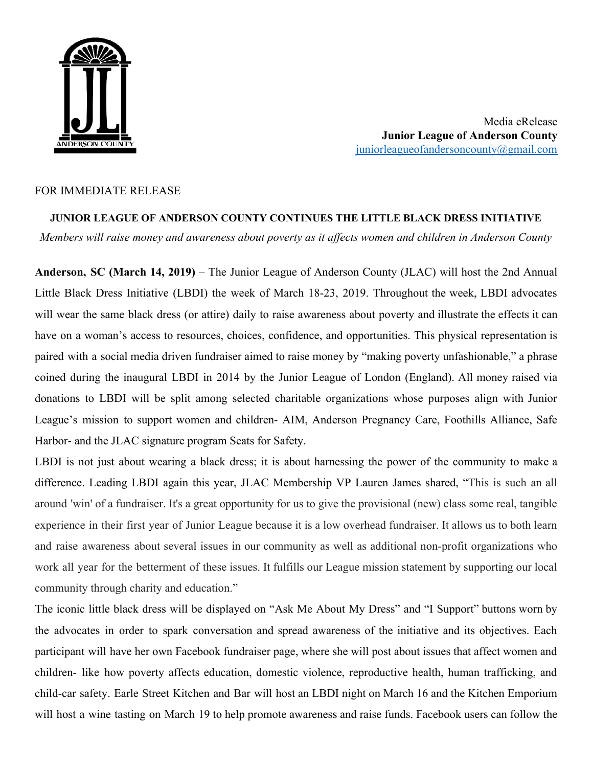Media eRelease
**Junior League of Anderson County**
juniorleagueofandersoncounty@gmail.com

FOR IMMEDIATE RELEASE

**JUNIOR LEAGUE OF ANDERSON COUNTY CONTINUES THE LITTLE BLACK DRESS INITIATIVE**

*Members will raise money and awareness about poverty as it affects women and children in Anderson County*

**Anderson, SC (March 14, 2019)** – The Junior League of Anderson County (JLAC) will host the 2nd Annual Little Black Dress Initiative (LBDI) the week of March 18-23, 2019. Throughout the week, LBDI advocates will wear the same black dress (or attire) daily to raise awareness about poverty and illustrate the effects it can have on a woman's access to resources, choices, confidence, and opportunities. This physical representation is paired with a social media driven fundraiser aimed to raise money by "making poverty unfashionable," a phrase coined during the inaugural LBDI in 2014 by the Junior League of London (England). All money raised via donations to LBDI will be split among selected charitable organizations whose purposes align with Junior League's mission to support women and children- AIM, Anderson Pregnancy Care, Foothills Alliance, Safe Harbor- and the JLAC signature program Seats for Safety.

LBDI is not just about wearing a black dress; it is about harnessing the power of the community to make a difference. Leading LBDI again this year, JLAC Membership VP Lauren James shared, "This is such an all around 'win' of a fundraiser. It's a great opportunity for us to give the provisional (new) class some real, tangible experience in their first year of Junior League because it is a low overhead fundraiser. It allows us to both learn and raise awareness about several issues in our community as well as additional non-profit organizations who work all year for the betterment of these issues. It fulfills our League mission statement by supporting our local community through charity and education."

The iconic little black dress will be displayed on "Ask Me About My Dress" and "I Support" buttons worn by the advocates in order to spark conversation and spread awareness of the initiative and its objectives. Each participant will have her own Facebook fundraiser page, where she will post about issues that affect women and children- like how poverty affects education, domestic violence, reproductive health, human trafficking, and child-car safety. Earle Street Kitchen and Bar will host an LBDI night on March 16 and the Kitchen Emporium will host a wine tasting on March 19 to help promote awareness and raise funds. Facebook users can follow the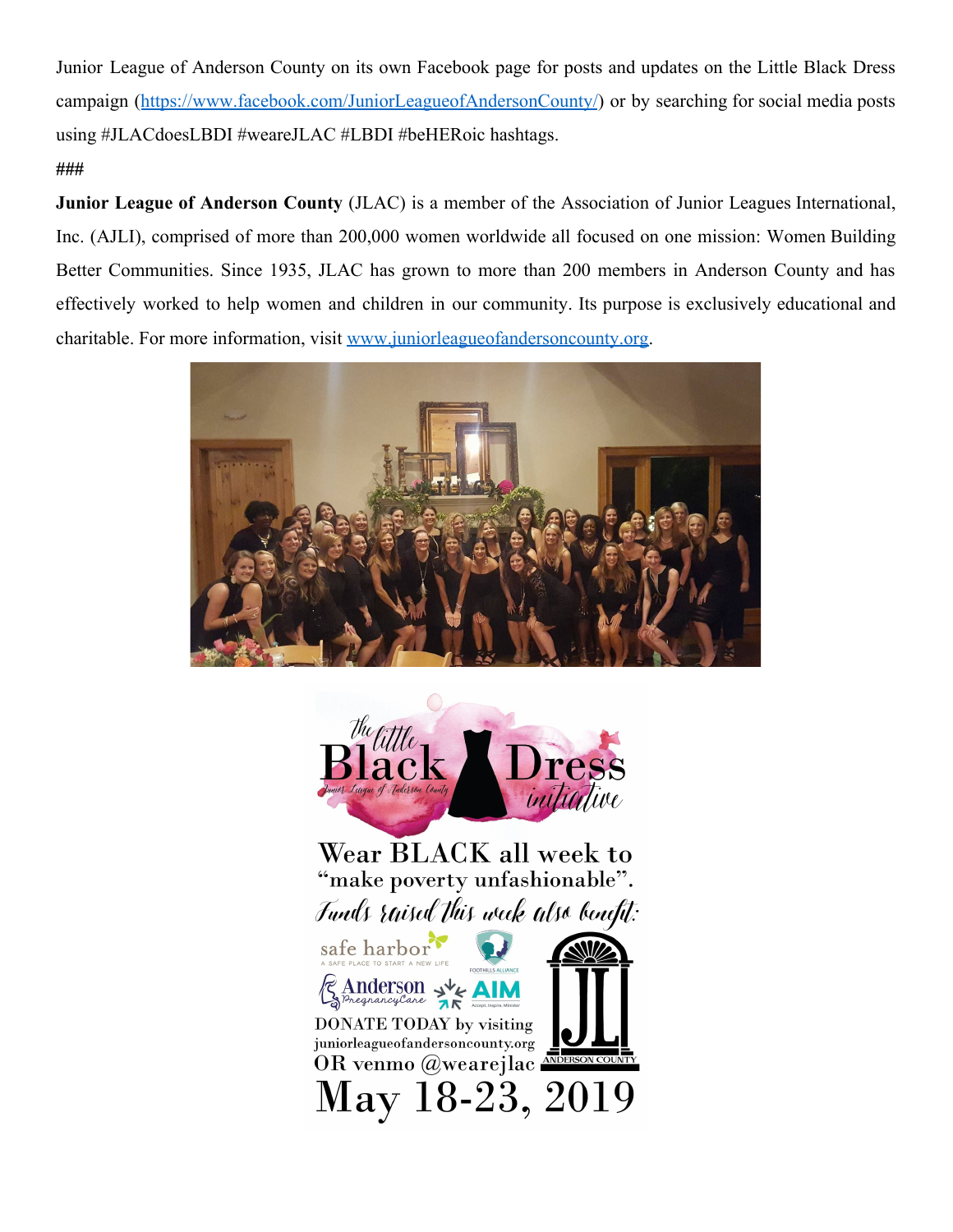Junior League of Anderson County on its own Facebook page for posts and updates on the Little Black Dress campaign (https://www.facebook.com/JuniorLeagueofAndersonCounty/) or by searching for social media posts using #JLACdoesLBDI #weareJLAC #LBDI #beHERoic hashtags.

###

**Junior League of Anderson County** (JLAC) is a member of the Association of Junior Leagues International, Inc. (AJLI), comprised of more than 200,000 women worldwide all focused on one mission: Women Building Better Communities. Since 1935, JLAC has grown to more than 200 members in Anderson County and has effectively worked to help women and children in our community. Its purpose is exclusively educational and charitable. For more information, visit www.juniorleagueofandersoncounty.org.

the little Black Dress initiative

Junior League of Anderson County

Wear BLACK all week to "make poverty unfashionable".

Funds raised this week also benefit:

safe harbor A SAFE PLACE TO START A NEW LIFE

FOOTHILLS ALLIANCE

Anderson PregnancyCare

AIM Accept. Inspire. Minister

DONATE TODAY by visiting juniorleagueofandersoncounty.org OR venmo @wearejlac

JL ANDERSON COUNTY

May 18-23, 2019